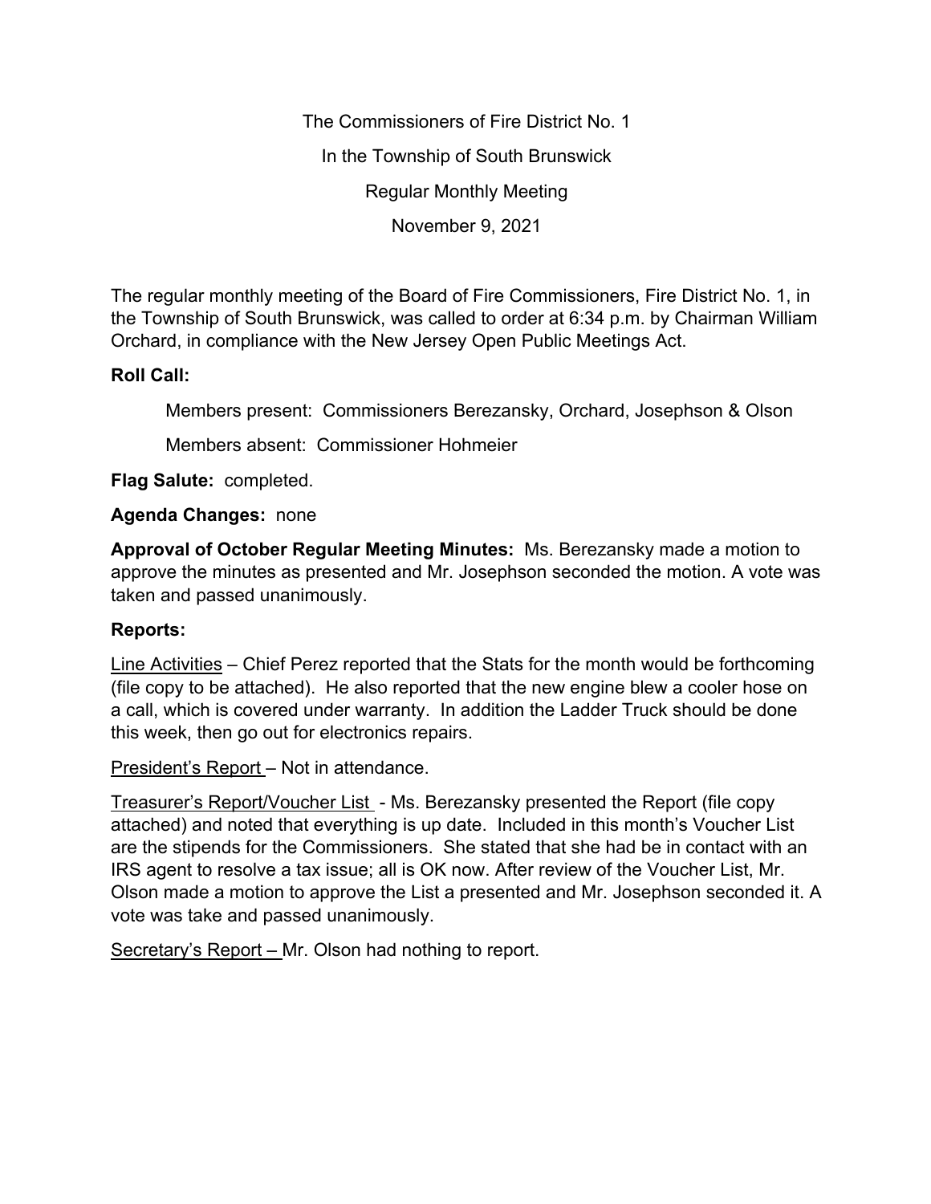The Commissioners of Fire District No. 1

In the Township of South Brunswick

Regular Monthly Meeting

November 9, 2021

The regular monthly meeting of the Board of Fire Commissioners, Fire District No. 1, in the Township of South Brunswick, was called to order at 6:34 p.m. by Chairman William Orchard, in compliance with the New Jersey Open Public Meetings Act.

**Roll Call:**

Members present: Commissioners Berezansky, Orchard, Josephson & Olson

Members absent: Commissioner Hohmeier

**Flag Salute:** completed.

**Agenda Changes:** none

**Approval of October Regular Meeting Minutes:** Ms. Berezansky made a motion to approve the minutes as presented and Mr. Josephson seconded the motion. A vote was taken and passed unanimously.

**Reports:**

<u>Line Activities</u> – Chief Perez reported that the Stats for the month would be forthcoming (file copy to be attached). He also reported that the new engine blew a cooler hose on a call, which is covered under warranty. In addition the Ladder Truck should be done this week, then go out for electronics repairs.

<u>President's Report</u> – Not in attendance.

<u>Treasurer's Report/Voucher List</u> - Ms. Berezansky presented the Report (file copy attached) and noted that everything is up date. Included in this month's Voucher List are the stipends for the Commissioners. She stated that she had be in contact with an IRS agent to resolve a tax issue; all is OK now. After review of the Voucher List, Mr. Olson made a motion to approve the List a presented and Mr. Josephson seconded it. A vote was take and passed unanimously.

<u>Secretary's Report</u> – Mr. Olson had nothing to report.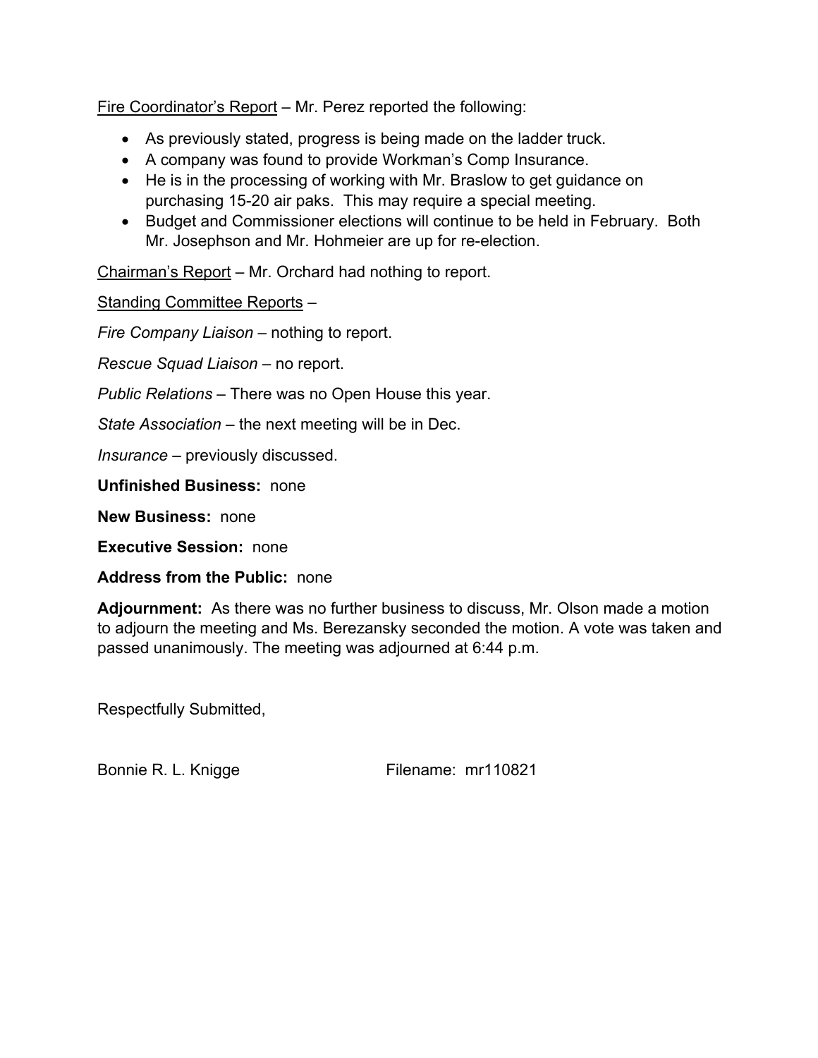<u>Fire Coordinator's Report</u> – Mr. Perez reported the following:

- As previously stated, progress is being made on the ladder truck.
- A company was found to provide Workman's Comp Insurance.
- He is in the processing of working with Mr. Braslow to get guidance on purchasing 15-20 air paks. This may require a special meeting.
- Budget and Commissioner elections will continue to be held in February. Both Mr. Josephson and Mr. Hohmeier are up for re-election.

<u>Chairman's Report</u> – Mr. Orchard had nothing to report.

<u>Standing Committee Reports</u> –

*Fire Company Liaison* – nothing to report.

*Rescue Squad Liaison* – no report.

*Public Relations* – There was no Open House this year.

*State Association* – the next meeting will be in Dec.

*Insurance* – previously discussed.

**Unfinished Business:** none

**New Business:** none

**Executive Session:** none

**Address from the Public:** none

**Adjournment:** As there was no further business to discuss, Mr. Olson made a motion to adjourn the meeting and Ms. Berezansky seconded the motion. A vote was taken and passed unanimously. The meeting was adjourned at 6:44 p.m.

Respectfully Submitted,

Bonnie R. L. Knigge Filename: mr110821